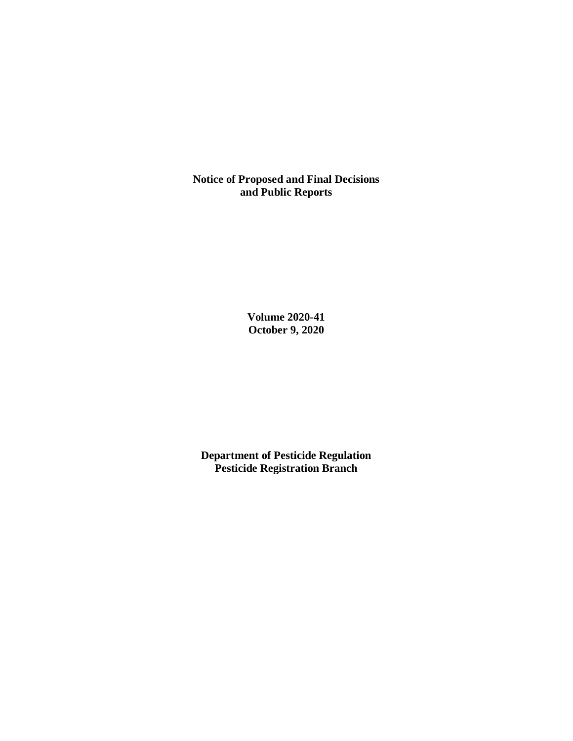# Notice of Proposed and Final Decisions and Public Reports

**Volume 2020-41**
**October 9, 2020**

**Department of Pesticide Regulation**
**Pesticide Registration Branch**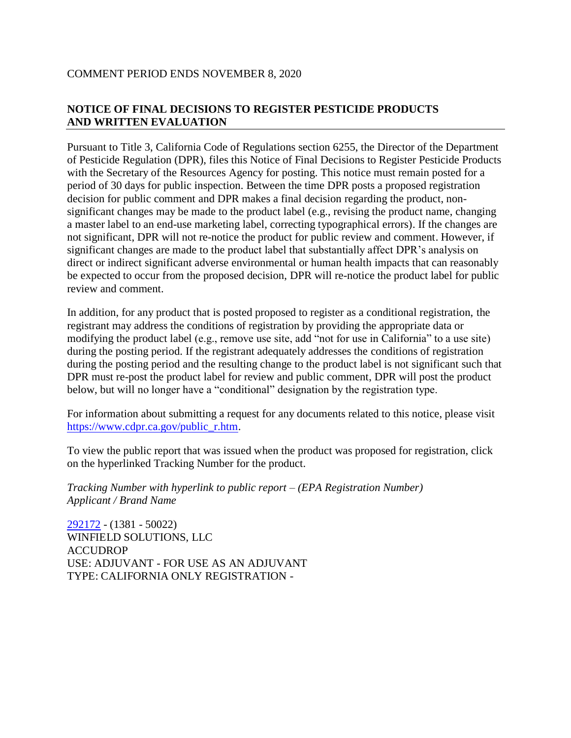COMMENT PERIOD ENDS NOVEMBER 8, 2020

## NOTICE OF FINAL DECISIONS TO REGISTER PESTICIDE PRODUCTS AND WRITTEN EVALUATION

Pursuant to Title 3, California Code of Regulations section 6255, the Director of the Department of Pesticide Regulation (DPR), files this Notice of Final Decisions to Register Pesticide Products with the Secretary of the Resources Agency for posting. This notice must remain posted for a period of 30 days for public inspection. Between the time DPR posts a proposed registration decision for public comment and DPR makes a final decision regarding the product, non-significant changes may be made to the product label (e.g., revising the product name, changing a master label to an end-use marketing label, correcting typographical errors). If the changes are not significant, DPR will not re-notice the product for public review and comment. However, if significant changes are made to the product label that substantially affect DPR's analysis on direct or indirect significant adverse environmental or human health impacts that can reasonably be expected to occur from the proposed decision, DPR will re-notice the product label for public review and comment.

In addition, for any product that is posted proposed to register as a conditional registration, the registrant may address the conditions of registration by providing the appropriate data or modifying the product label (e.g., remove use site, add "not for use in California" to a use site) during the posting period. If the registrant adequately addresses the conditions of registration during the posting period and the resulting change to the product label is not significant such that DPR must re-post the product label for review and public comment, DPR will post the product below, but will no longer have a "conditional" designation by the registration type.

For information about submitting a request for any documents related to this notice, please visit https://www.cdpr.ca.gov/public_r.htm.

To view the public report that was issued when the product was proposed for registration, click on the hyperlinked Tracking Number for the product.

*Tracking Number with hyperlink to public report – (EPA Registration Number)*
*Applicant / Brand Name*

292172 - (1381 - 50022)
WINFIELD SOLUTIONS, LLC
ACCUDROP
USE: ADJUVANT - FOR USE AS AN ADJUVANT
TYPE: CALIFORNIA ONLY REGISTRATION -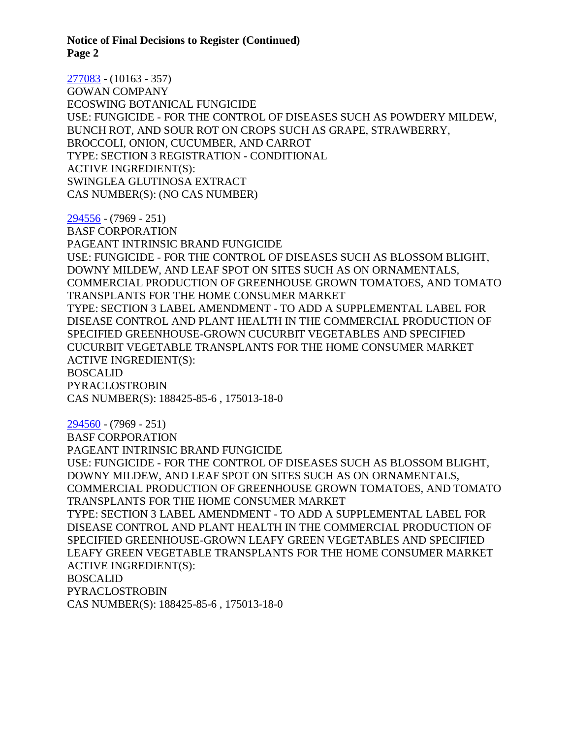[277083](277083) - (10163 - 357)
GOWAN COMPANY
ECOSWING BOTANICAL FUNGICIDE
USE: FUNGICIDE - FOR THE CONTROL OF DISEASES SUCH AS POWDERY MILDEW, BUNCH ROT, AND SOUR ROT ON CROPS SUCH AS GRAPE, STRAWBERRY, BROCCOLI, ONION, CUCUMBER, AND CARROT
TYPE: SECTION 3 REGISTRATION - CONDITIONAL
ACTIVE INGREDIENT(S):
SWINGLEA GLUTINOSA EXTRACT
CAS NUMBER(S): (NO CAS NUMBER)

[294556](294556) - (7969 - 251)
BASF CORPORATION
PAGEANT INTRINSIC BRAND FUNGICIDE
USE: FUNGICIDE - FOR THE CONTROL OF DISEASES SUCH AS BLOSSOM BLIGHT, DOWNY MILDEW, AND LEAF SPOT ON SITES SUCH AS ON ORNAMENTALS, COMMERCIAL PRODUCTION OF GREENHOUSE GROWN TOMATOES, AND TOMATO TRANSPLANTS FOR THE HOME CONSUMER MARKET
TYPE: SECTION 3 LABEL AMENDMENT - TO ADD A SUPPLEMENTAL LABEL FOR DISEASE CONTROL AND PLANT HEALTH IN THE COMMERCIAL PRODUCTION OF SPECIFIED GREENHOUSE-GROWN CUCURBIT VEGETABLES AND SPECIFIED CUCURBIT VEGETABLE TRANSPLANTS FOR THE HOME CONSUMER MARKET
ACTIVE INGREDIENT(S):
BOSCALID
PYRACLOSTROBIN
CAS NUMBER(S): 188425-85-6 , 175013-18-0

[294560](294560) - (7969 - 251)
BASF CORPORATION
PAGEANT INTRINSIC BRAND FUNGICIDE
USE: FUNGICIDE - FOR THE CONTROL OF DISEASES SUCH AS BLOSSOM BLIGHT, DOWNY MILDEW, AND LEAF SPOT ON SITES SUCH AS ON ORNAMENTALS, COMMERCIAL PRODUCTION OF GREENHOUSE GROWN TOMATOES, AND TOMATO TRANSPLANTS FOR THE HOME CONSUMER MARKET
TYPE: SECTION 3 LABEL AMENDMENT - TO ADD A SUPPLEMENTAL LABEL FOR DISEASE CONTROL AND PLANT HEALTH IN THE COMMERCIAL PRODUCTION OF SPECIFIED GREENHOUSE-GROWN LEAFY GREEN VEGETABLES AND SPECIFIED LEAFY GREEN VEGETABLE TRANSPLANTS FOR THE HOME CONSUMER MARKET
ACTIVE INGREDIENT(S):
BOSCALID
PYRACLOSTROBIN
CAS NUMBER(S): 188425-85-6 , 175013-18-0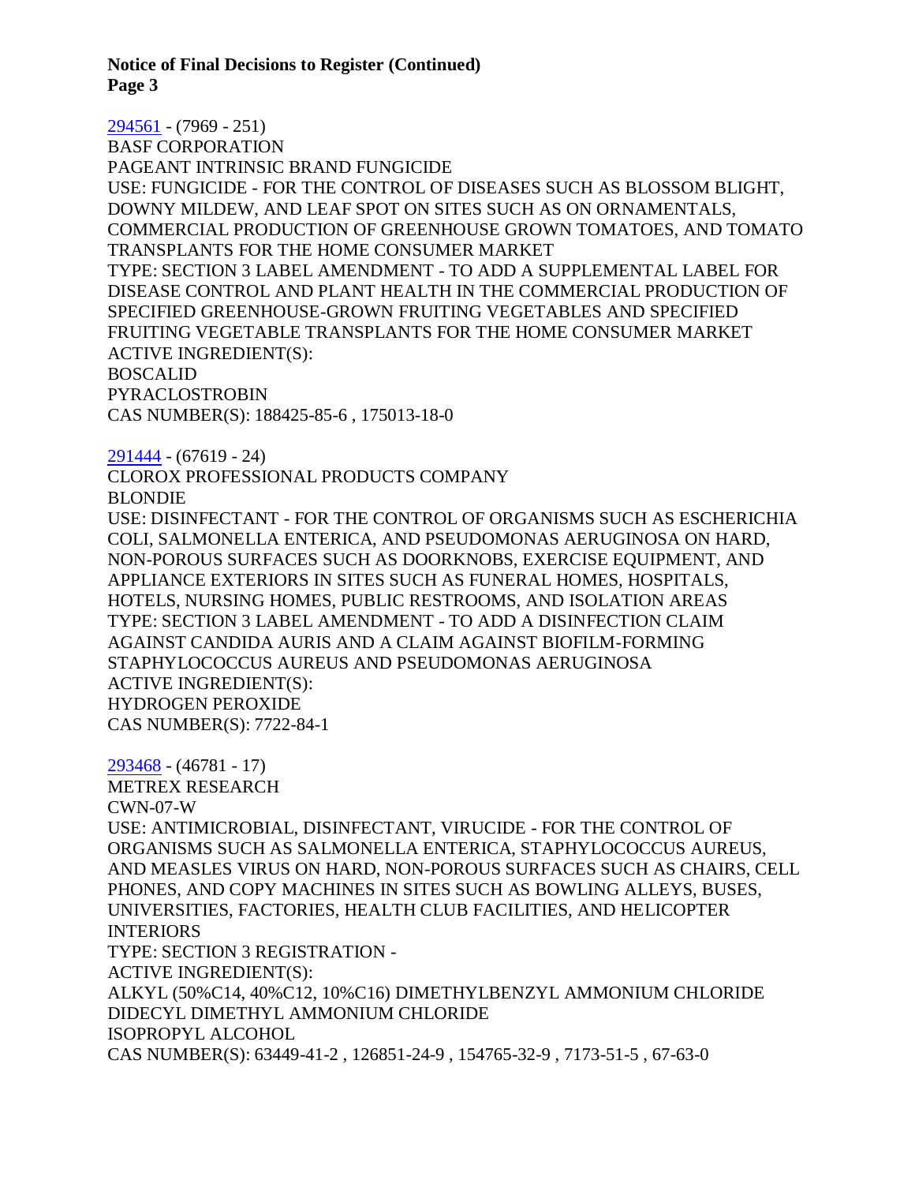[294561](#) - (7969 - 251)
BASF CORPORATION
PAGEANT INTRINSIC BRAND FUNGICIDE
USE: FUNGICIDE - FOR THE CONTROL OF DISEASES SUCH AS BLOSSOM BLIGHT, DOWNY MILDEW, AND LEAF SPOT ON SITES SUCH AS ON ORNAMENTALS, COMMERCIAL PRODUCTION OF GREENHOUSE GROWN TOMATOES, AND TOMATO TRANSPLANTS FOR THE HOME CONSUMER MARKET
TYPE: SECTION 3 LABEL AMENDMENT - TO ADD A SUPPLEMENTAL LABEL FOR DISEASE CONTROL AND PLANT HEALTH IN THE COMMERCIAL PRODUCTION OF SPECIFIED GREENHOUSE-GROWN FRUITING VEGETABLES AND SPECIFIED FRUITING VEGETABLE TRANSPLANTS FOR THE HOME CONSUMER MARKET
ACTIVE INGREDIENT(S):
BOSCALID
PYRACLOSTROBIN
CAS NUMBER(S): 188425-85-6 , 175013-18-0

[291444](#) - (67619 - 24)
CLOROX PROFESSIONAL PRODUCTS COMPANY
BLONDIE
USE: DISINFECTANT - FOR THE CONTROL OF ORGANISMS SUCH AS ESCHERICHIA COLI, SALMONELLA ENTERICA, AND PSEUDOMONAS AERUGINOSA ON HARD, NON-POROUS SURFACES SUCH AS DOORKNOBS, EXERCISE EQUIPMENT, AND APPLIANCE EXTERIORS IN SITES SUCH AS FUNERAL HOMES, HOSPITALS, HOTELS, NURSING HOMES, PUBLIC RESTROOMS, AND ISOLATION AREAS
TYPE: SECTION 3 LABEL AMENDMENT - TO ADD A DISINFECTION CLAIM AGAINST CANDIDA AURIS AND A CLAIM AGAINST BIOFILM-FORMING STAPHYLOCOCCUS AUREUS AND PSEUDOMONAS AERUGINOSA
ACTIVE INGREDIENT(S):
HYDROGEN PEROXIDE
CAS NUMBER(S): 7722-84-1

[293468](#) - (46781 - 17)
METREX RESEARCH
CWN-07-W
USE: ANTIMICROBIAL, DISINFECTANT, VIRUCIDE - FOR THE CONTROL OF ORGANISMS SUCH AS SALMONELLA ENTERICA, STAPHYLOCOCCUS AUREUS, AND MEASLES VIRUS ON HARD, NON-POROUS SURFACES SUCH AS CHAIRS, CELL PHONES, AND COPY MACHINES IN SITES SUCH AS BOWLING ALLEYS, BUSES, UNIVERSITIES, FACTORIES, HEALTH CLUB FACILITIES, AND HELICOPTER INTERIORS
TYPE: SECTION 3 REGISTRATION -
ACTIVE INGREDIENT(S):
ALKYL (50%C14, 40%C12, 10%C16) DIMETHYLBENZYL AMMONIUM CHLORIDE
DIDECYL DIMETHYL AMMONIUM CHLORIDE
ISOPROPYL ALCOHOL
CAS NUMBER(S): 63449-41-2 , 126851-24-9 , 154765-32-9 , 7173-51-5 , 67-63-0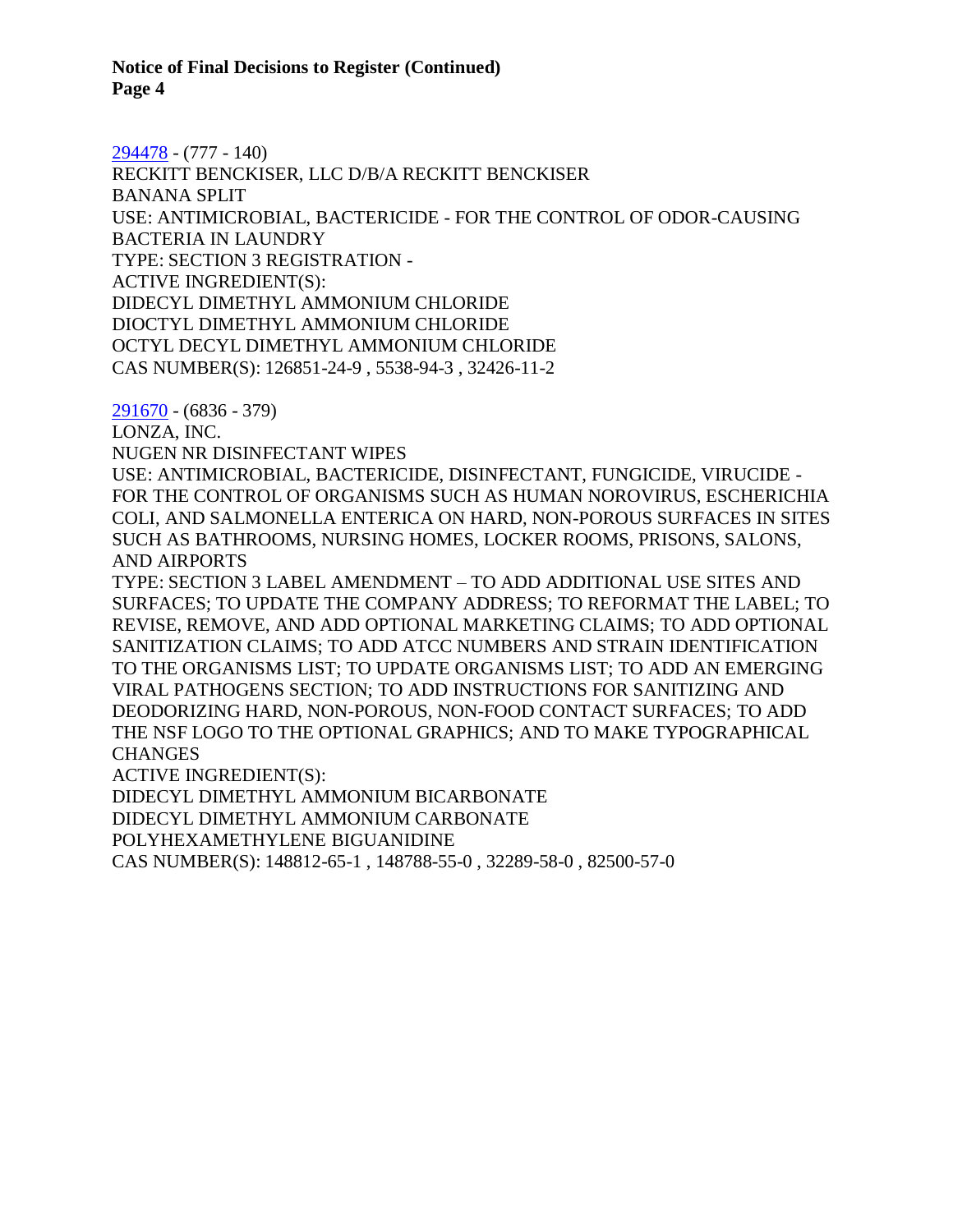294478 - (777 - 140)
RECKITT BENCKISER, LLC D/B/A RECKITT BENCKISER
BANANA SPLIT
USE: ANTIMICROBIAL, BACTERICIDE - FOR THE CONTROL OF ODOR-CAUSING BACTERIA IN LAUNDRY
TYPE: SECTION 3 REGISTRATION -
ACTIVE INGREDIENT(S):
DIDECYL DIMETHYL AMMONIUM CHLORIDE
DIOCTYL DIMETHYL AMMONIUM CHLORIDE
OCTYL DECYL DIMETHYL AMMONIUM CHLORIDE
CAS NUMBER(S): 126851-24-9 , 5538-94-3 , 32426-11-2

291670 - (6836 - 379)
LONZA, INC.
NUGEN NR DISINFECTANT WIPES
USE: ANTIMICROBIAL, BACTERICIDE, DISINFECTANT, FUNGICIDE, VIRUCIDE - FOR THE CONTROL OF ORGANISMS SUCH AS HUMAN NOROVIRUS, ESCHERICHIA COLI, AND SALMONELLA ENTERICA ON HARD, NON-POROUS SURFACES IN SITES SUCH AS BATHROOMS, NURSING HOMES, LOCKER ROOMS, PRISONS, SALONS, AND AIRPORTS
TYPE: SECTION 3 LABEL AMENDMENT – TO ADD ADDITIONAL USE SITES AND SURFACES; TO UPDATE THE COMPANY ADDRESS; TO REFORMAT THE LABEL; TO REVISE, REMOVE, AND ADD OPTIONAL MARKETING CLAIMS; TO ADD OPTIONAL SANITIZATION CLAIMS; TO ADD ATCC NUMBERS AND STRAIN IDENTIFICATION TO THE ORGANISMS LIST; TO UPDATE ORGANISMS LIST; TO ADD AN EMERGING VIRAL PATHOGENS SECTION; TO ADD INSTRUCTIONS FOR SANITIZING AND DEODORIZING HARD, NON-POROUS, NON-FOOD CONTACT SURFACES; TO ADD THE NSF LOGO TO THE OPTIONAL GRAPHICS; AND TO MAKE TYPOGRAPHICAL CHANGES
ACTIVE INGREDIENT(S):
DIDECYL DIMETHYL AMMONIUM BICARBONATE
DIDECYL DIMETHYL AMMONIUM CARBONATE
POLYHEXAMETHYLENE BIGUANIDINE
CAS NUMBER(S): 148812-65-1 , 148788-55-0 , 32289-58-0 , 82500-57-0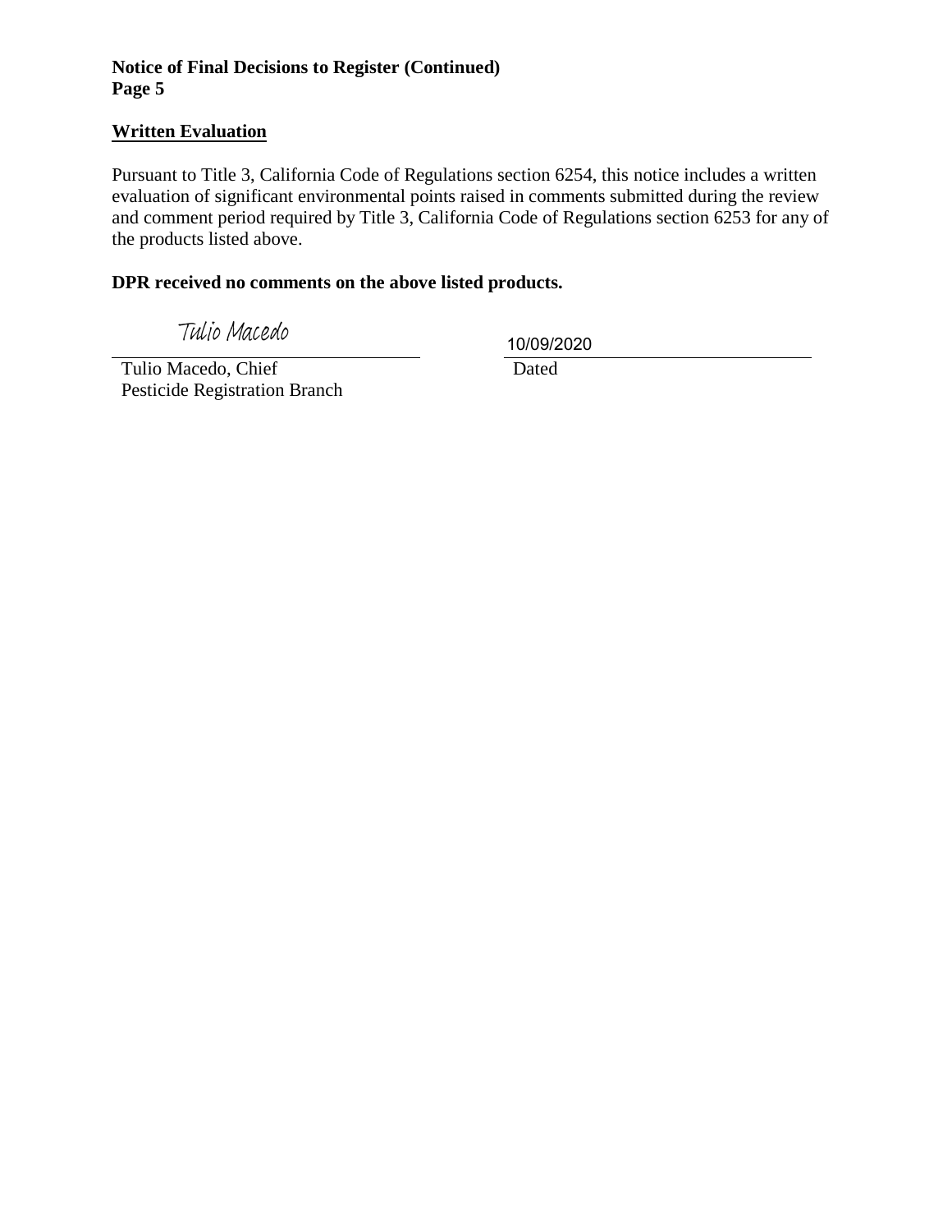## Written Evaluation

Pursuant to Title 3, California Code of Regulations section 6254, this notice includes a written evaluation of significant environmental points raised in comments submitted during the review and comment period required by Title 3, California Code of Regulations section 6253 for any of the products listed above.

**DPR received no comments on the above listed products.**

Tulio Macedo

Tulio Macedo, Chief
Pesticide Registration Branch

10/09/2020

Dated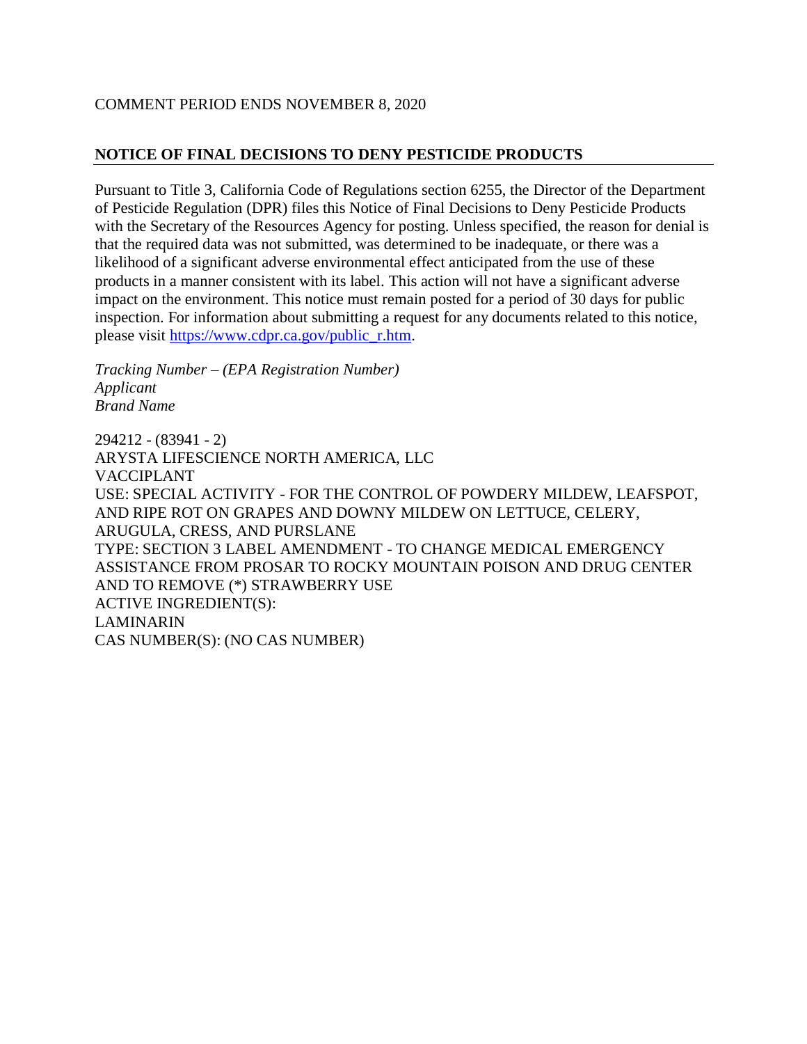COMMENT PERIOD ENDS NOVEMBER 8, 2020

## NOTICE OF FINAL DECISIONS TO DENY PESTICIDE PRODUCTS

Pursuant to Title 3, California Code of Regulations section 6255, the Director of the Department of Pesticide Regulation (DPR) files this Notice of Final Decisions to Deny Pesticide Products with the Secretary of the Resources Agency for posting. Unless specified, the reason for denial is that the required data was not submitted, was determined to be inadequate, or there was a likelihood of a significant adverse environmental effect anticipated from the use of these products in a manner consistent with its label. This action will not have a significant adverse impact on the environment. This notice must remain posted for a period of 30 days for public inspection. For information about submitting a request for any documents related to this notice, please visit https://www.cdpr.ca.gov/public_r.htm.

*Tracking Number – (EPA Registration Number)*
*Applicant*
*Brand Name*

294212 - (83941 - 2)
ARYSTA LIFESCIENCE NORTH AMERICA, LLC
VACCIPLANT
USE: SPECIAL ACTIVITY - FOR THE CONTROL OF POWDERY MILDEW, LEAFSPOT, AND RIPE ROT ON GRAPES AND DOWNY MILDEW ON LETTUCE, CELERY, ARUGULA, CRESS, AND PURSLANE
TYPE: SECTION 3 LABEL AMENDMENT - TO CHANGE MEDICAL EMERGENCY ASSISTANCE FROM PROSAR TO ROCKY MOUNTAIN POISON AND DRUG CENTER AND TO REMOVE (*) STRAWBERRY USE
ACTIVE INGREDIENT(S):
LAMINARIN
CAS NUMBER(S): (NO CAS NUMBER)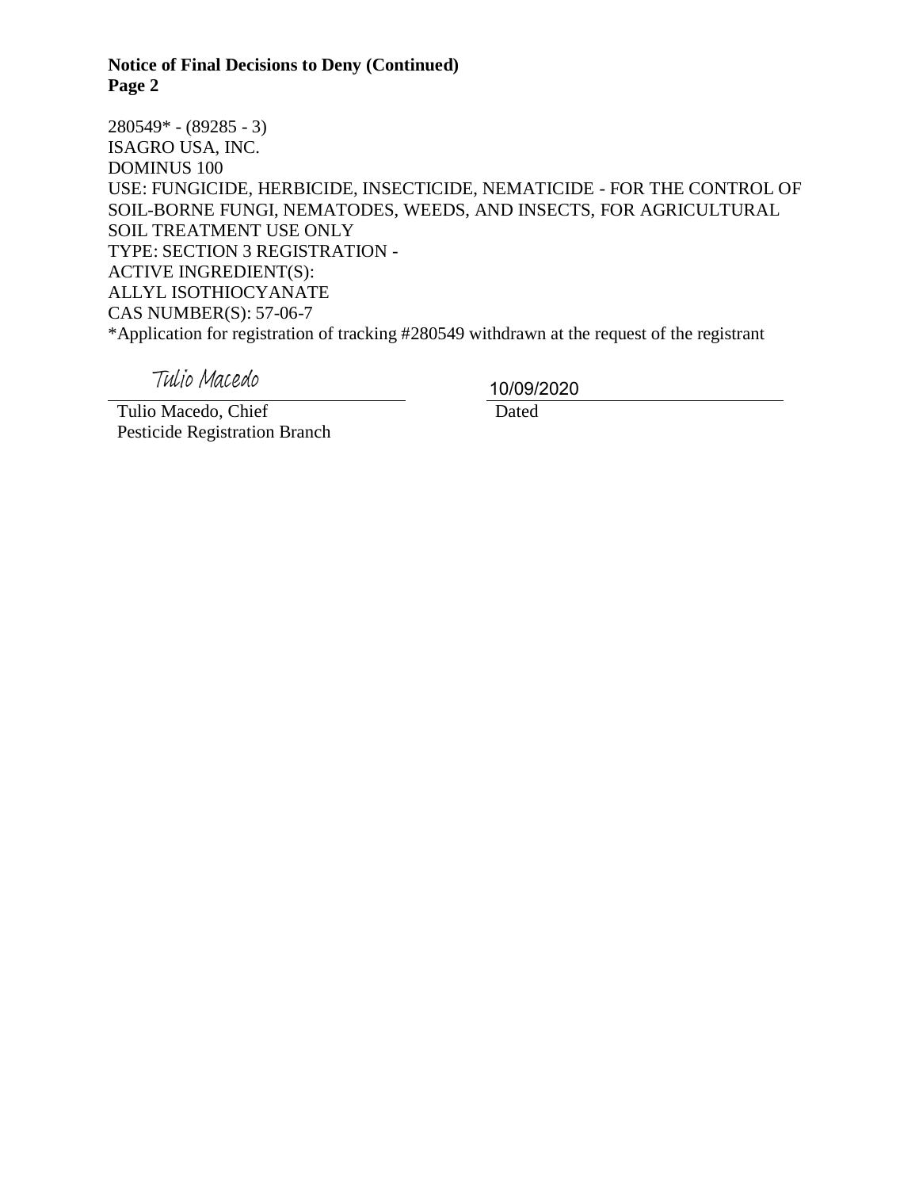**Notice of Final Decisions to Deny (Continued)**
**Page 2**

280549* - (89285 - 3)
ISAGRO USA, INC.
DOMINUS 100
USE: FUNGICIDE, HERBICIDE, INSECTICIDE, NEMATICIDE - FOR THE CONTROL OF SOIL-BORNE FUNGI, NEMATODES, WEEDS, AND INSECTS, FOR AGRICULTURAL SOIL TREATMENT USE ONLY
TYPE: SECTION 3 REGISTRATION -
ACTIVE INGREDIENT(S):
ALLYL ISOTHIOCYANATE
CAS NUMBER(S): 57-06-7
*Application for registration of tracking #280549 withdrawn at the request of the registrant

Tulio Macedo

Tulio Macedo, Chief
Pesticide Registration Branch

10/09/2020
Dated